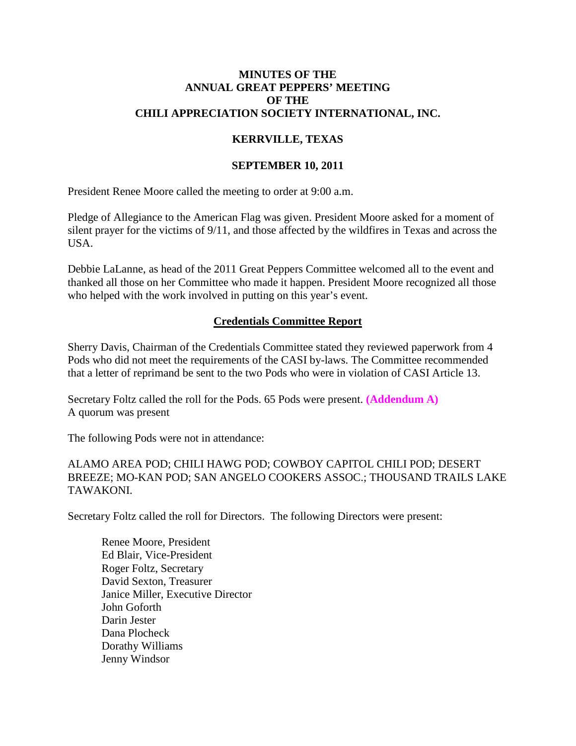# MINUTES OF THE
# ANNUAL GREAT PEPPERS' MEETING
# OF THE
# CHILI APPRECIATION SOCIETY INTERNATIONAL, INC.

## KERRVILLE, TEXAS

## SEPTEMBER 10, 2011

President Renee Moore called the meeting to order at 9:00 a.m.

Pledge of Allegiance to the American Flag was given. President Moore asked for a moment of silent prayer for the victims of 9/11, and those affected by the wildfires in Texas and across the USA.

Debbie LaLanne, as head of the 2011 Great Peppers Committee welcomed all to the event and thanked all those on her Committee who made it happen. President Moore recognized all those who helped with the work involved in putting on this year's event.

### Credentials Committee Report

Sherry Davis, Chairman of the Credentials Committee stated they reviewed paperwork from 4 Pods who did not meet the requirements of the CASI by-laws. The Committee recommended that a letter of reprimand be sent to the two Pods who were in violation of CASI Article 13.

Secretary Foltz called the roll for the Pods. 65 Pods were present. **(Addendum A)**
A quorum was present

The following Pods were not in attendance:

ALAMO AREA POD; CHILI HAWG POD; COWBOY CAPITOL CHILI POD; DESERT BREEZE; MO-KAN POD; SAN ANGELO COOKERS ASSOC.; THOUSAND TRAILS LAKE TAWAKONI.

Secretary Foltz called the roll for Directors. The following Directors were present:

Renee Moore, President
Ed Blair, Vice-President
Roger Foltz, Secretary
David Sexton, Treasurer
Janice Miller, Executive Director
John Goforth
Darin Jester
Dana Plocheck
Dorathy Williams
Jenny Windsor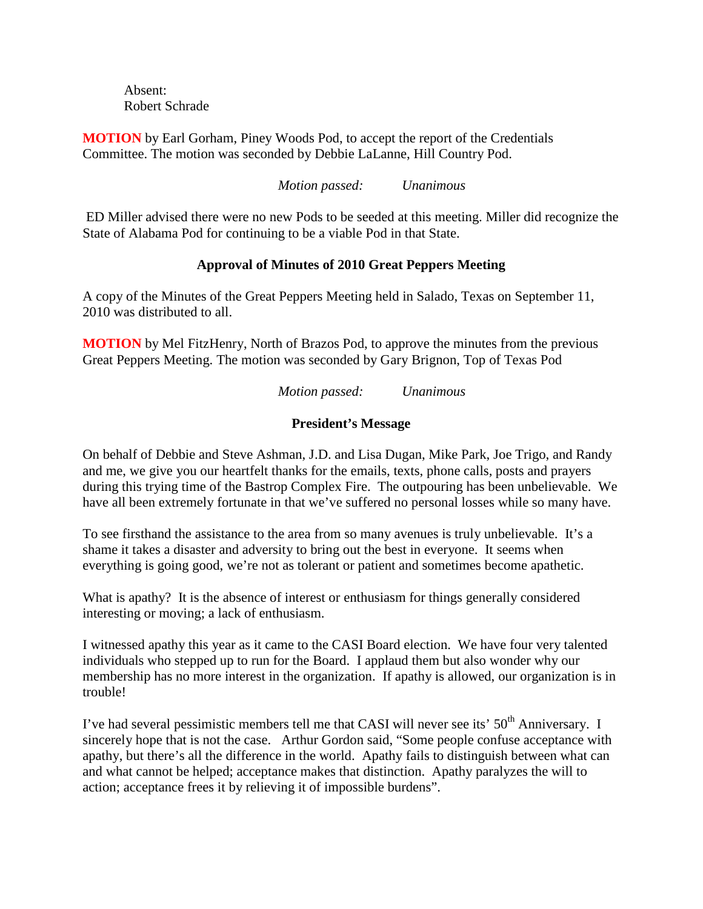Absent:
Robert Schrade

**MOTION** by Earl Gorham, Piney Woods Pod, to accept the report of the Credentials Committee. The motion was seconded by Debbie LaLanne, Hill Country Pod.

*Motion passed: Unanimous*

ED Miller advised there were no new Pods to be seeded at this meeting. Miller did recognize the State of Alabama Pod for continuing to be a viable Pod in that State.

### Approval of Minutes of 2010 Great Peppers Meeting

A copy of the Minutes of the Great Peppers Meeting held in Salado, Texas on September 11, 2010 was distributed to all.

**MOTION** by Mel FitzHenry, North of Brazos Pod, to approve the minutes from the previous Great Peppers Meeting. The motion was seconded by Gary Brignon, Top of Texas Pod

*Motion passed: Unanimous*

### President's Message

On behalf of Debbie and Steve Ashman, J.D. and Lisa Dugan, Mike Park, Joe Trigo, and Randy and me, we give you our heartfelt thanks for the emails, texts, phone calls, posts and prayers during this trying time of the Bastrop Complex Fire. The outpouring has been unbelievable. We have all been extremely fortunate in that we've suffered no personal losses while so many have.

To see firsthand the assistance to the area from so many avenues is truly unbelievable. It's a shame it takes a disaster and adversity to bring out the best in everyone. It seems when everything is going good, we're not as tolerant or patient and sometimes become apathetic.

What is apathy? It is the absence of interest or enthusiasm for things generally considered interesting or moving; a lack of enthusiasm.

I witnessed apathy this year as it came to the CASI Board election. We have four very talented individuals who stepped up to run for the Board. I applaud them but also wonder why our membership has no more interest in the organization. If apathy is allowed, our organization is in trouble!

I've had several pessimistic members tell me that CASI will never see its' 50th Anniversary. I sincerely hope that is not the case. Arthur Gordon said, "Some people confuse acceptance with apathy, but there's all the difference in the world. Apathy fails to distinguish between what can and what cannot be helped; acceptance makes that distinction. Apathy paralyzes the will to action; acceptance frees it by relieving it of impossible burdens".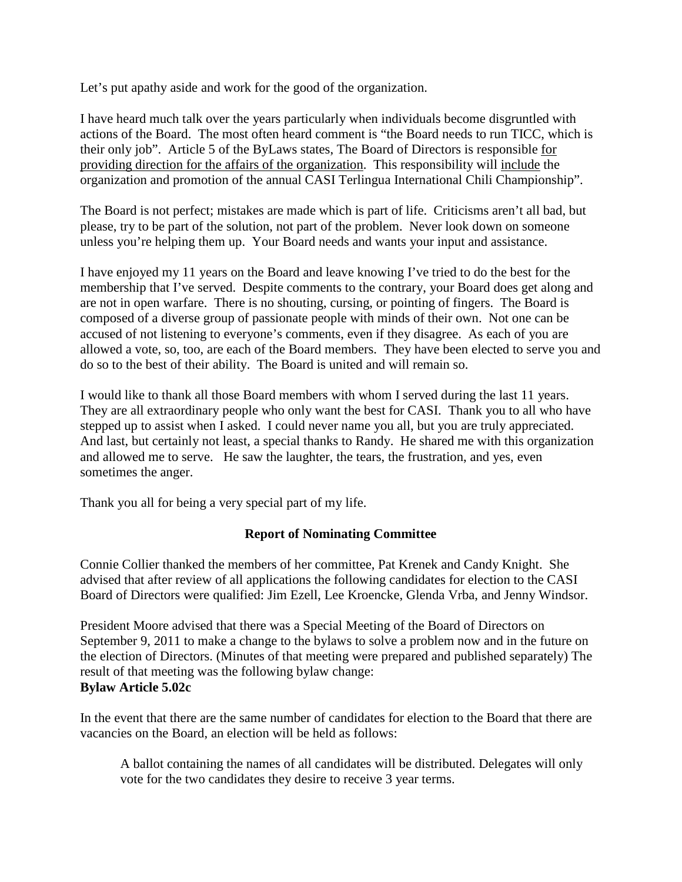Let's put apathy aside and work for the good of the organization.

I have heard much talk over the years particularly when individuals become disgruntled with actions of the Board. The most often heard comment is "the Board needs to run TICC, which is their only job". Article 5 of the ByLaws states, The Board of Directors is responsible <u>for providing direction for the affairs of the organization</u>. This responsibility will <u>include</u> the organization and promotion of the annual CASI Terlingua International Chili Championship".

The Board is not perfect; mistakes are made which is part of life. Criticisms aren't all bad, but please, try to be part of the solution, not part of the problem. Never look down on someone unless you're helping them up. Your Board needs and wants your input and assistance.

I have enjoyed my 11 years on the Board and leave knowing I've tried to do the best for the membership that I've served. Despite comments to the contrary, your Board does get along and are not in open warfare. There is no shouting, cursing, or pointing of fingers. The Board is composed of a diverse group of passionate people with minds of their own. Not one can be accused of not listening to everyone's comments, even if they disagree. As each of you are allowed a vote, so, too, are each of the Board members. They have been elected to serve you and do so to the best of their ability. The Board is united and will remain so.

I would like to thank all those Board members with whom I served during the last 11 years. They are all extraordinary people who only want the best for CASI. Thank you to all who have stepped up to assist when I asked. I could never name you all, but you are truly appreciated. And last, but certainly not least, a special thanks to Randy. He shared me with this organization and allowed me to serve. He saw the laughter, the tears, the frustration, and yes, even sometimes the anger.

Thank you all for being a very special part of my life.

**Report of Nominating Committee**

Connie Collier thanked the members of her committee, Pat Krenek and Candy Knight. She advised that after review of all applications the following candidates for election to the CASI Board of Directors were qualified: Jim Ezell, Lee Kroencke, Glenda Vrba, and Jenny Windsor.

President Moore advised that there was a Special Meeting of the Board of Directors on September 9, 2011 to make a change to the bylaws to solve a problem now and in the future on the election of Directors. (Minutes of that meeting were prepared and published separately) The result of that meeting was the following bylaw change:

**Bylaw Article 5.02c**

In the event that there are the same number of candidates for election to the Board that there are vacancies on the Board, an election will be held as follows:

> A ballot containing the names of all candidates will be distributed. Delegates will only vote for the two candidates they desire to receive 3 year terms.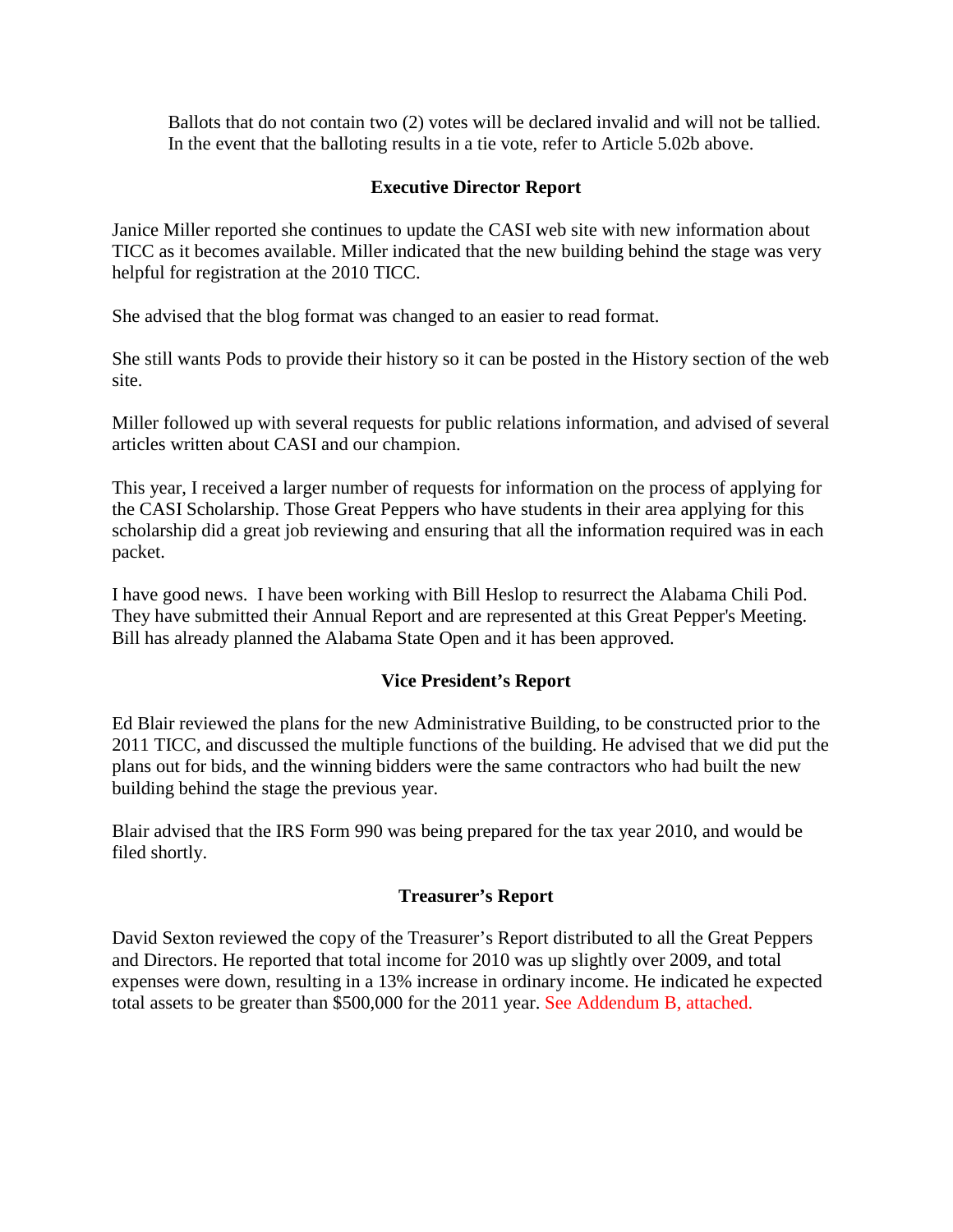Ballots that do not contain two (2) votes will be declared invalid and will not be tallied. In the event that the balloting results in a tie vote, refer to Article 5.02b above.

### Executive Director Report

Janice Miller reported she continues to update the CASI web site with new information about TICC as it becomes available. Miller indicated that the new building behind the stage was very helpful for registration at the 2010 TICC.

She advised that the blog format was changed to an easier to read format.

She still wants Pods to provide their history so it can be posted in the History section of the web site.

Miller followed up with several requests for public relations information, and advised of several articles written about CASI and our champion.

This year, I received a larger number of requests for information on the process of applying for the CASI Scholarship. Those Great Peppers who have students in their area applying for this scholarship did a great job reviewing and ensuring that all the information required was in each packet.

I have good news. I have been working with Bill Heslop to resurrect the Alabama Chili Pod. They have submitted their Annual Report and are represented at this Great Pepper's Meeting. Bill has already planned the Alabama State Open and it has been approved.

### Vice President's Report

Ed Blair reviewed the plans for the new Administrative Building, to be constructed prior to the 2011 TICC, and discussed the multiple functions of the building. He advised that we did put the plans out for bids, and the winning bidders were the same contractors who had built the new building behind the stage the previous year.

Blair advised that the IRS Form 990 was being prepared for the tax year 2010, and would be filed shortly.

### Treasurer's Report

David Sexton reviewed the copy of the Treasurer's Report distributed to all the Great Peppers and Directors. He reported that total income for 2010 was up slightly over 2009, and total expenses were down, resulting in a 13% increase in ordinary income. He indicated he expected total assets to be greater than $500,000 for the 2011 year. See Addendum B, attached.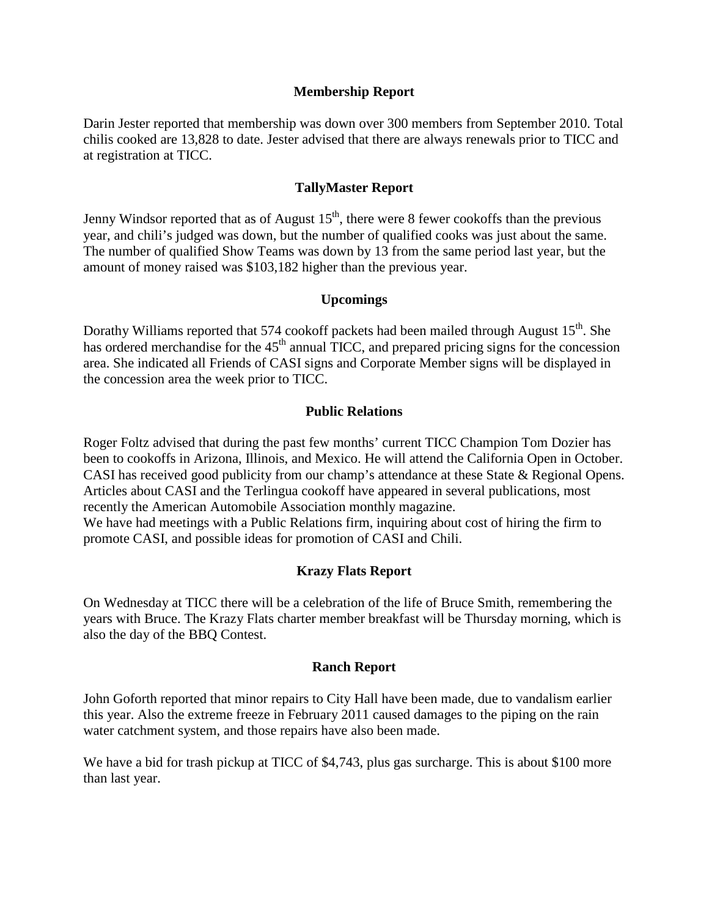## Membership Report

Darin Jester reported that membership was down over 300 members from September 2010. Total chilis cooked are 13,828 to date. Jester advised that there are always renewals prior to TICC and at registration at TICC.

## TallyMaster Report

Jenny Windsor reported that as of August 15th, there were 8 fewer cookoffs than the previous year, and chili's judged was down, but the number of qualified cooks was just about the same. The number of qualified Show Teams was down by 13 from the same period last year, but the amount of money raised was $103,182 higher than the previous year.

## Upcomings

Dorathy Williams reported that 574 cookoff packets had been mailed through August 15th. She has ordered merchandise for the 45th annual TICC, and prepared pricing signs for the concession area. She indicated all Friends of CASI signs and Corporate Member signs will be displayed in the concession area the week prior to TICC.

## Public Relations

Roger Foltz advised that during the past few months' current TICC Champion Tom Dozier has been to cookoffs in Arizona, Illinois, and Mexico. He will attend the California Open in October. CASI has received good publicity from our champ's attendance at these State & Regional Opens. Articles about CASI and the Terlingua cookoff have appeared in several publications, most recently the American Automobile Association monthly magazine.
We have had meetings with a Public Relations firm, inquiring about cost of hiring the firm to promote CASI, and possible ideas for promotion of CASI and Chili.

## Krazy Flats Report

On Wednesday at TICC there will be a celebration of the life of Bruce Smith, remembering the years with Bruce. The Krazy Flats charter member breakfast will be Thursday morning, which is also the day of the BBQ Contest.

## Ranch Report

John Goforth reported that minor repairs to City Hall have been made, due to vandalism earlier this year. Also the extreme freeze in February 2011 caused damages to the piping on the rain water catchment system, and those repairs have also been made.

We have a bid for trash pickup at TICC of $4,743, plus gas surcharge. This is about $100 more than last year.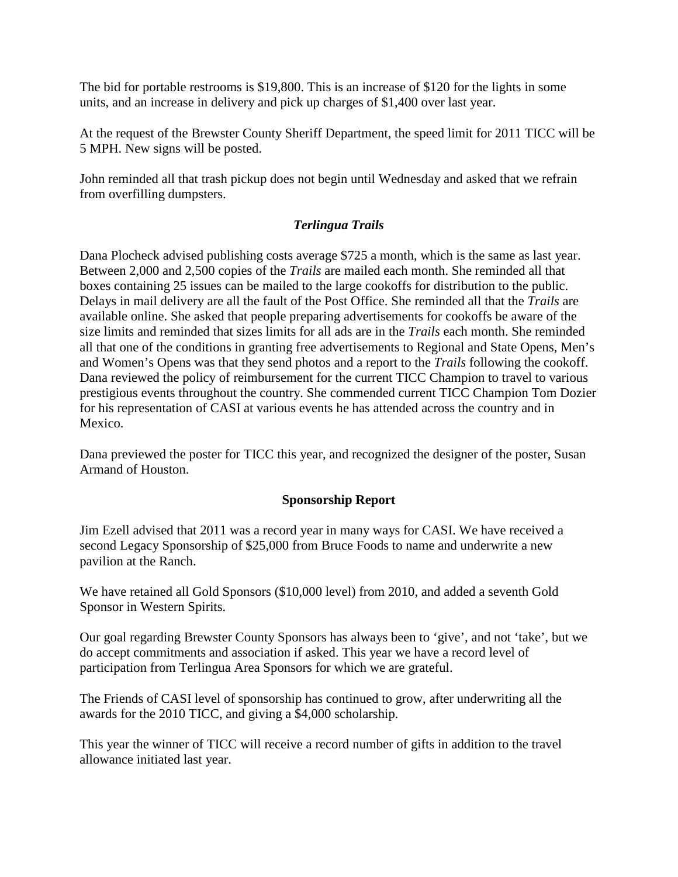The bid for portable restrooms is $19,800. This is an increase of $120 for the lights in some units, and an increase in delivery and pick up charges of $1,400 over last year.

At the request of the Brewster County Sheriff Department, the speed limit for 2011 TICC will be 5 MPH. New signs will be posted.

John reminded all that trash pickup does not begin until Wednesday and asked that we refrain from overfilling dumpsters.

### *Terlingua Trails*

Dana Plocheck advised publishing costs average $725 a month, which is the same as last year. Between 2,000 and 2,500 copies of the *Trails* are mailed each month. She reminded all that boxes containing 25 issues can be mailed to the large cookoffs for distribution to the public. Delays in mail delivery are all the fault of the Post Office. She reminded all that the *Trails* are available online. She asked that people preparing advertisements for cookoffs be aware of the size limits and reminded that sizes limits for all ads are in the *Trails* each month. She reminded all that one of the conditions in granting free advertisements to Regional and State Opens, Men's and Women's Opens was that they send photos and a report to the *Trails* following the cookoff. Dana reviewed the policy of reimbursement for the current TICC Champion to travel to various prestigious events throughout the country. She commended current TICC Champion Tom Dozier for his representation of CASI at various events he has attended across the country and in Mexico.

Dana previewed the poster for TICC this year, and recognized the designer of the poster, Susan Armand of Houston.

### Sponsorship Report

Jim Ezell advised that 2011 was a record year in many ways for CASI. We have received a second Legacy Sponsorship of $25,000 from Bruce Foods to name and underwrite a new pavilion at the Ranch.

We have retained all Gold Sponsors ($10,000 level) from 2010, and added a seventh Gold Sponsor in Western Spirits.

Our goal regarding Brewster County Sponsors has always been to 'give', and not 'take', but we do accept commitments and association if asked. This year we have a record level of participation from Terlingua Area Sponsors for which we are grateful.

The Friends of CASI level of sponsorship has continued to grow, after underwriting all the awards for the 2010 TICC, and giving a $4,000 scholarship.

This year the winner of TICC will receive a record number of gifts in addition to the travel allowance initiated last year.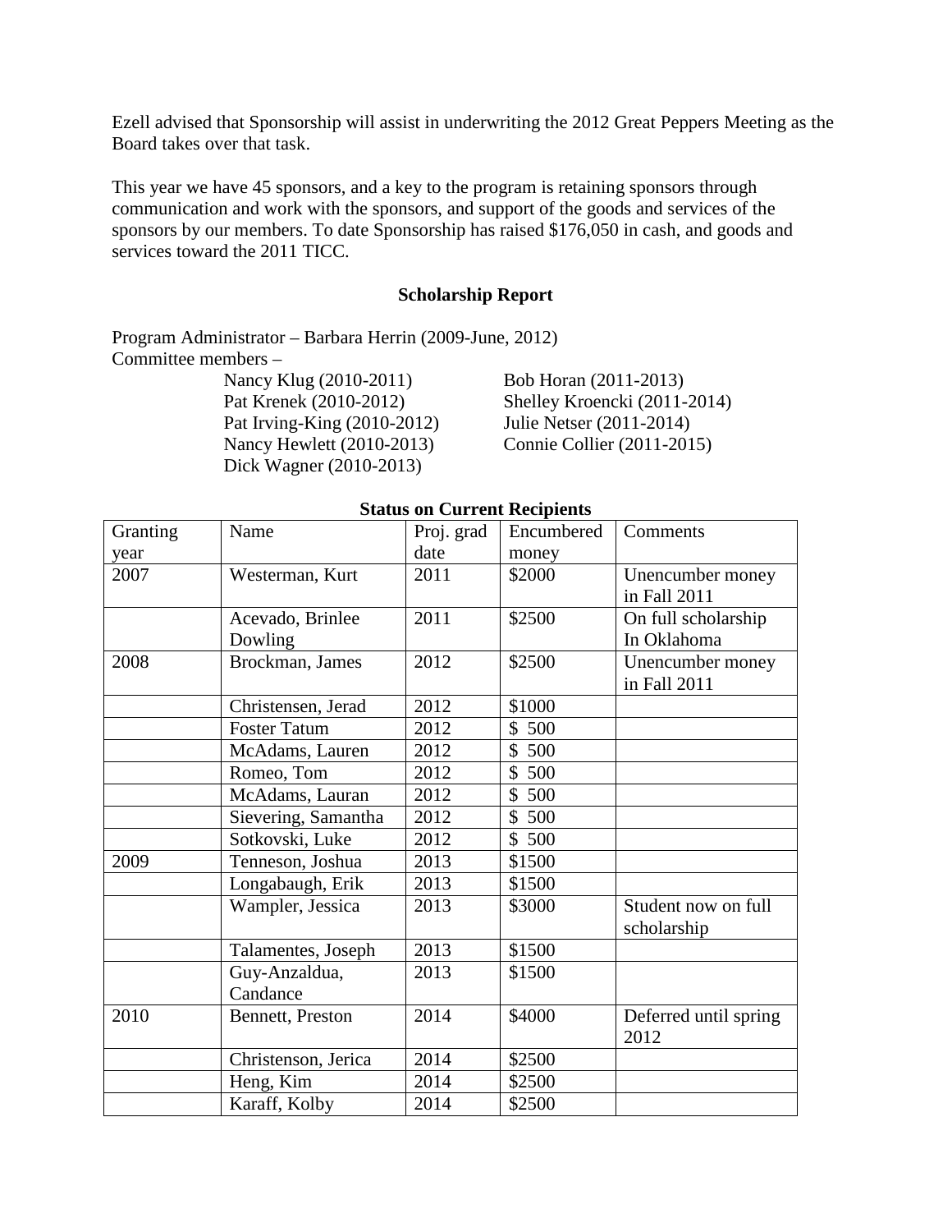Ezell advised that Sponsorship will assist in underwriting the 2012 Great Peppers Meeting as the Board takes over that task.

This year we have 45 sponsors, and a key to the program is retaining sponsors through communication and work with the sponsors, and support of the goods and services of the sponsors by our members. To date Sponsorship has raised $176,050 in cash, and goods and services toward the 2011 TICC.

### Scholarship Report

Program Administrator – Barbara Herrin (2009-June, 2012)
Committee members –

- Nancy Klug (2010-2011)
- Pat Krenek (2010-2012)
- Pat Irving-King (2010-2012)
- Nancy Hewlett (2010-2013)
- Dick Wagner (2010-2013)
- Bob Horan (2011-2013)
- Shelley Kroencki (2011-2014)
- Julie Netser (2011-2014)
- Connie Collier (2011-2015)

**Status on Current Recipients**

| Granting year | Name | Proj. grad date | Encumbered money | Comments |
|---|---|---|---|---|
| 2007 | Westerman, Kurt | 2011 | $2000 | Unencumber money in Fall 2011 |
| | Acevado, Brinlee Dowling | 2011 | $2500 | On full scholarship In Oklahoma |
| 2008 | Brockman, James | 2012 | $2500 | Unencumber money in Fall 2011 |
| | Christensen, Jerad | 2012 | $1000 | |
| | Foster Tatum | 2012 | $ 500 | |
| | McAdams, Lauren | 2012 | $ 500 | |
| | Romeo, Tom | 2012 | $ 500 | |
| | McAdams, Lauran | 2012 | $ 500 | |
| | Sievering, Samantha | 2012 | $ 500 | |
| | Sotkovski, Luke | 2012 | $ 500 | |
| 2009 | Tenneson, Joshua | 2013 | $1500 | |
| | Longabaugh, Erik | 2013 | $1500 | |
| | Wampler, Jessica | 2013 | $3000 | Student now on full scholarship |
| | Talamentes, Joseph | 2013 | $1500 | |
| | Guy-Anzaldua, Candance | 2013 | $1500 | |
| 2010 | Bennett, Preston | 2014 | $4000 | Deferred until spring 2012 |
| | Christenson, Jerica | 2014 | $2500 | |
| | Heng, Kim | 2014 | $2500 | |
| | Karaff, Kolby | 2014 | $2500 | |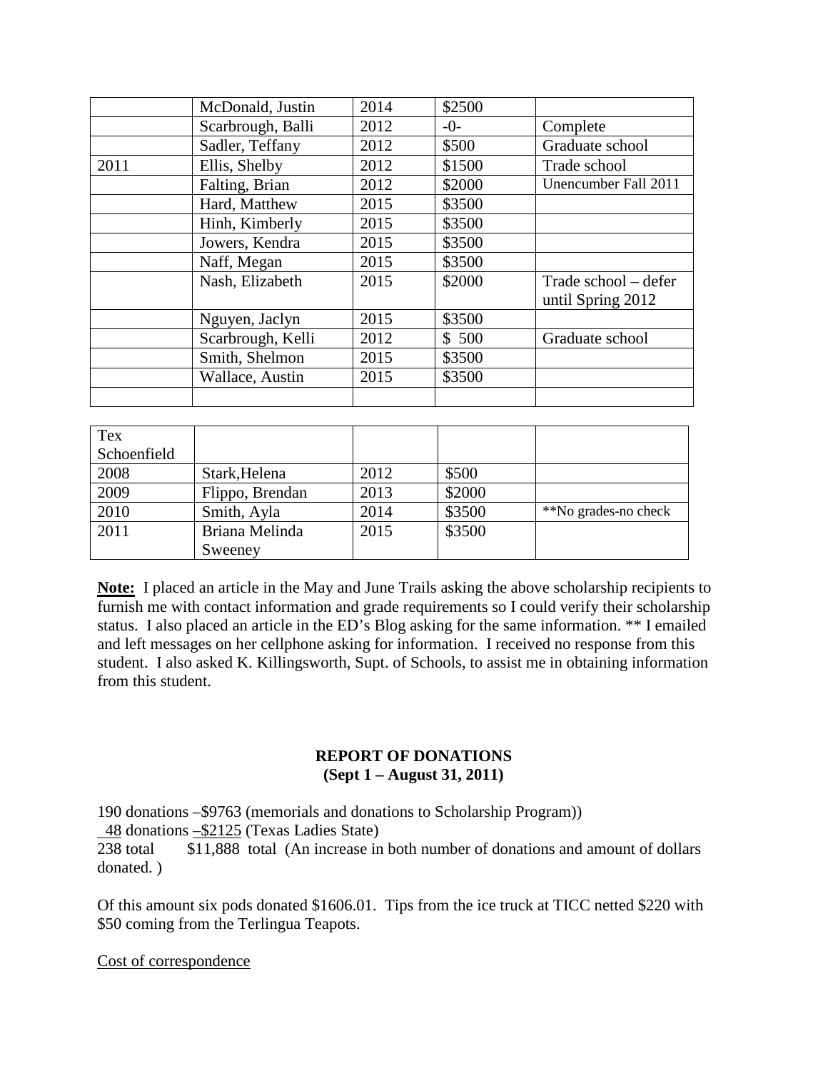| | | | | |
|---|---|---|---|---|
| | McDonald, Justin | 2014 | $2500 | |
| | Scarbrough, Balli | 2012 | -0- | Complete |
| | Sadler, Teffany | 2012 | $500 | Graduate school |
| 2011 | Ellis, Shelby | 2012 | $1500 | Trade school |
| | Falting, Brian | 2012 | $2000 | Unencumber Fall 2011 |
| | Hard, Matthew | 2015 | $3500 | |
| | Hinh, Kimberly | 2015 | $3500 | |
| | Jowers, Kendra | 2015 | $3500 | |
| | Naff, Megan | 2015 | $3500 | |
| | Nash, Elizabeth | 2015 | $2000 | Trade school – defer until Spring 2012 |
| | Nguyen, Jaclyn | 2015 | $3500 | |
| | Scarbrough, Kelli | 2012 | $ 500 | Graduate school |
| | Smith, Shelmon | 2015 | $3500 | |
| | Wallace, Austin | 2015 | $3500 | |
| | | | | |

| Tex Schoenfield | | | | |
|---|---|---|---|---|
| 2008 | Stark,Helena | 2012 | $500 | |
| 2009 | Flippo, Brendan | 2013 | $2000 | |
| 2010 | Smith, Ayla | 2014 | $3500 | **No grades-no check |
| 2011 | Briana Melinda Sweeney | 2015 | $3500 | |

**Note:** I placed an article in the May and June Trails asking the above scholarship recipients to furnish me with contact information and grade requirements so I could verify their scholarship status. I also placed an article in the ED's Blog asking for the same information. ** I emailed and left messages on her cellphone asking for information. I received no response from this student. I also asked K. Killingsworth, Supt. of Schools, to assist me in obtaining information from this student.

**REPORT OF DONATIONS**
**(Sept 1 – August 31, 2011)**

190 donations –$9763 (memorials and donations to Scholarship Program))
48 donations –$2125 (Texas Ladies State)
238 total $11,888 total (An increase in both number of donations and amount of dollars donated. )

Of this amount six pods donated $1606.01. Tips from the ice truck at TICC netted $220 with $50 coming from the Terlingua Teapots.

Cost of correspondence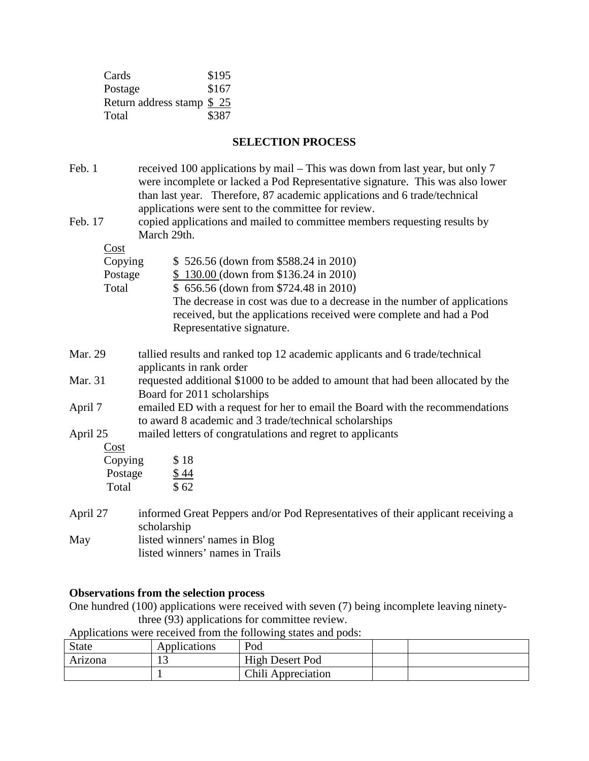| | |
|---|---|
| Cards | $195 |
| Postage | $167 |
| Return address stamp | $ 25 |
| Total | $387 |

## SELECTION PROCESS

Feb. 1 received 100 applications by mail – This was down from last year, but only 7 were incomplete or lacked a Pod Representative signature. This was also lower than last year. Therefore, 87 academic applications and 6 trade/technical applications were sent to the committee for review.

Feb. 17 copied applications and mailed to committee members requesting results by March 29th.

Cost

| | |
|---|---|
| Copying | $ 526.56 (down from $588.24 in 2010) |
| Postage | $ 130.00 (down from $136.24 in 2010) |
| Total | $ 656.56 (down from $724.48 in 2010) |

The decrease in cost was due to a decrease in the number of applications received, but the applications received were complete and had a Pod Representative signature.

Mar. 29 tallied results and ranked top 12 academic applicants and 6 trade/technical applicants in rank order

Mar. 31 requested additional $1000 to be added to amount that had been allocated by the Board for 2011 scholarships

April 7 emailed ED with a request for her to email the Board with the recommendations to award 8 academic and 3 trade/technical scholarships

April 25 mailed letters of congratulations and regret to applicants

Cost

| | |
|---|---|
| Copying | $ 18 |
| Postage | $ 44 |
| Total | $ 62 |

April 27 informed Great Peppers and/or Pod Representatives of their applicant receiving a scholarship

May listed winners' names in Blog
listed winners' names in Trails

**Observations from the selection process**

One hundred (100) applications were received with seven (7) being incomplete leaving ninety-three (93) applications for committee review.

Applications were received from the following states and pods:

| State | Applications | Pod | | |
|---|---|---|---|---|
| Arizona | 13 | High Desert Pod | | |
| | 1 | Chili Appreciation | | |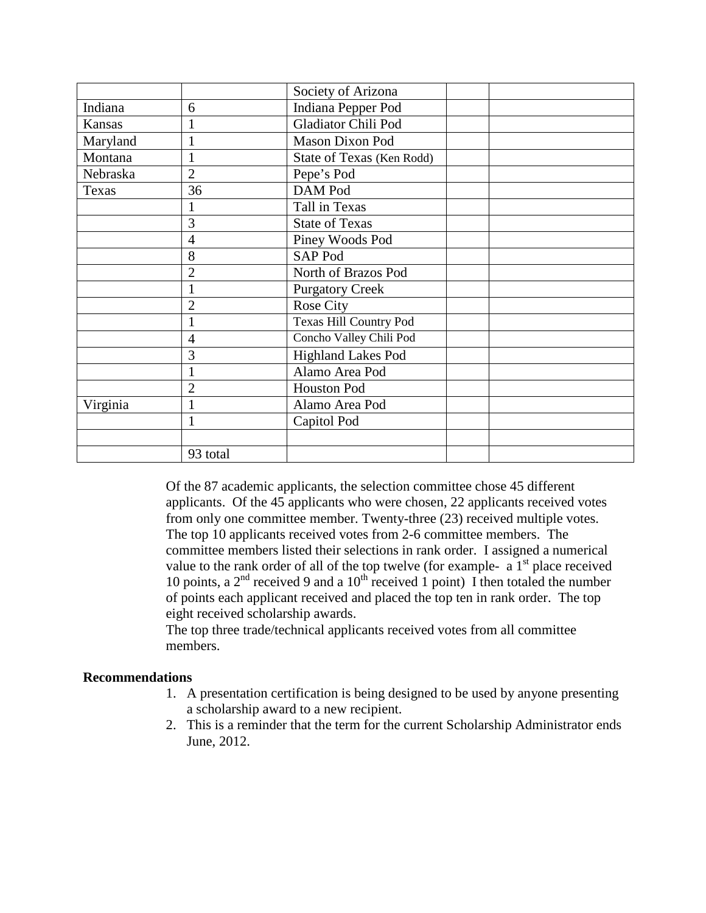| | | | | |
|---|---|---|---|---|
| | | Society of Arizona | | |
| Indiana | 6 | Indiana Pepper Pod | | |
| Kansas | 1 | Gladiator Chili Pod | | |
| Maryland | 1 | Mason Dixon Pod | | |
| Montana | 1 | State of Texas (Ken Rodd) | | |
| Nebraska | 2 | Pepe's Pod | | |
| Texas | 36 | DAM Pod | | |
| | 1 | Tall in Texas | | |
| | 3 | State of Texas | | |
| | 4 | Piney Woods Pod | | |
| | 8 | SAP Pod | | |
| | 2 | North of Brazos Pod | | |
| | 1 | Purgatory Creek | | |
| | 2 | Rose City | | |
| | 1 | Texas Hill Country Pod | | |
| | 4 | Concho Valley Chili Pod | | |
| | 3 | Highland Lakes Pod | | |
| | 1 | Alamo Area Pod | | |
| | 2 | Houston Pod | | |
| Virginia | 1 | Alamo Area Pod | | |
| | 1 | Capitol Pod | | |
| | | | | |
| | 93 total | | | |

Of the 87 academic applicants, the selection committee chose 45 different applicants. Of the 45 applicants who were chosen, 22 applicants received votes from only one committee member. Twenty-three (23) received multiple votes. The top 10 applicants received votes from 2-6 committee members. The committee members listed their selections in rank order. I assigned a numerical value to the rank order of all of the top twelve (for example- a 1st place received 10 points, a 2nd received 9 and a 10th received 1 point) I then totaled the number of points each applicant received and placed the top ten in rank order. The top eight received scholarship awards.
The top three trade/technical applicants received votes from all committee members.

**Recommendations**

1. A presentation certification is being designed to be used by anyone presenting a scholarship award to a new recipient.
2. This is a reminder that the term for the current Scholarship Administrator ends June, 2012.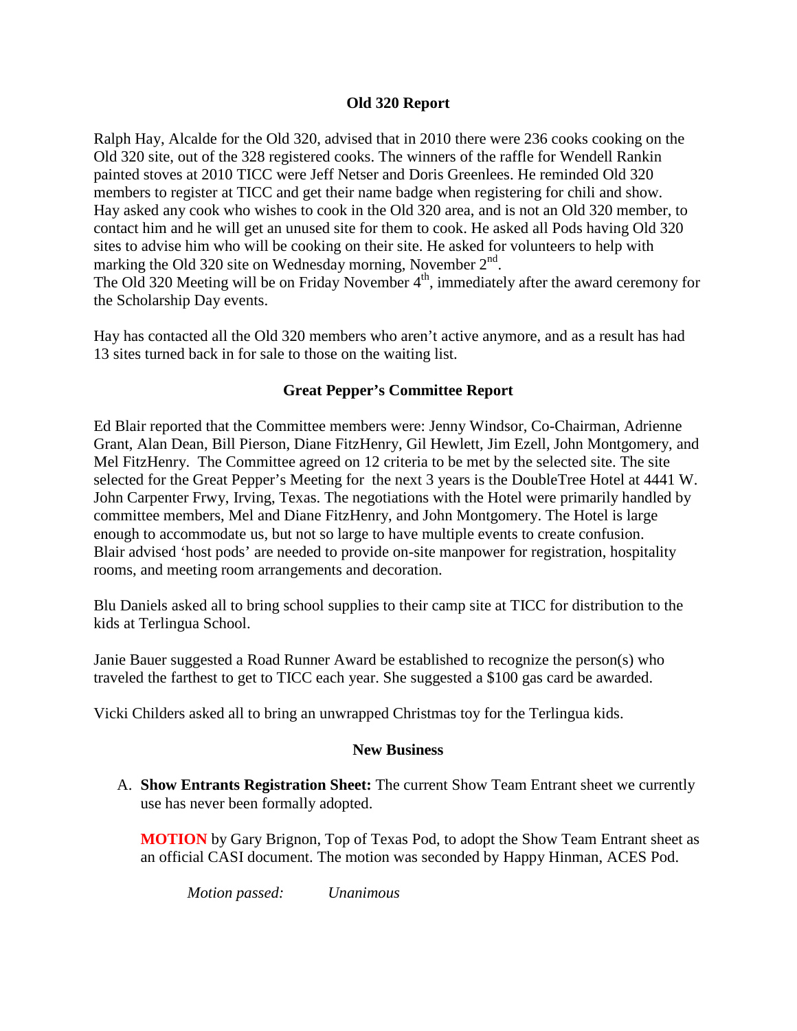## Old 320 Report

Ralph Hay, Alcalde for the Old 320, advised that in 2010 there were 236 cooks cooking on the Old 320 site, out of the 328 registered cooks. The winners of the raffle for Wendell Rankin painted stoves at 2010 TICC were Jeff Netser and Doris Greenlees. He reminded Old 320 members to register at TICC and get their name badge when registering for chili and show. Hay asked any cook who wishes to cook in the Old 320 area, and is not an Old 320 member, to contact him and he will get an unused site for them to cook. He asked all Pods having Old 320 sites to advise him who will be cooking on their site. He asked for volunteers to help with marking the Old 320 site on Wednesday morning, November 2nd.
The Old 320 Meeting will be on Friday November 4th, immediately after the award ceremony for the Scholarship Day events.

Hay has contacted all the Old 320 members who aren't active anymore, and as a result has had 13 sites turned back in for sale to those on the waiting list.

## Great Pepper's Committee Report

Ed Blair reported that the Committee members were: Jenny Windsor, Co-Chairman, Adrienne Grant, Alan Dean, Bill Pierson, Diane FitzHenry, Gil Hewlett, Jim Ezell, John Montgomery, and Mel FitzHenry. The Committee agreed on 12 criteria to be met by the selected site. The site selected for the Great Pepper's Meeting for the next 3 years is the DoubleTree Hotel at 4441 W. John Carpenter Frwy, Irving, Texas. The negotiations with the Hotel were primarily handled by committee members, Mel and Diane FitzHenry, and John Montgomery. The Hotel is large enough to accommodate us, but not so large to have multiple events to create confusion. Blair advised 'host pods' are needed to provide on-site manpower for registration, hospitality rooms, and meeting room arrangements and decoration.

Blu Daniels asked all to bring school supplies to their camp site at TICC for distribution to the kids at Terlingua School.

Janie Bauer suggested a Road Runner Award be established to recognize the person(s) who traveled the farthest to get to TICC each year. She suggested a $100 gas card be awarded.

Vicki Childers asked all to bring an unwrapped Christmas toy for the Terlingua kids.

## New Business

A. **Show Entrants Registration Sheet:** The current Show Team Entrant sheet we currently use has never been formally adopted.

   **MOTION** by Gary Brignon, Top of Texas Pod, to adopt the Show Team Entrant sheet as an official CASI document. The motion was seconded by Happy Hinman, ACES Pod.

   *Motion passed: Unanimous*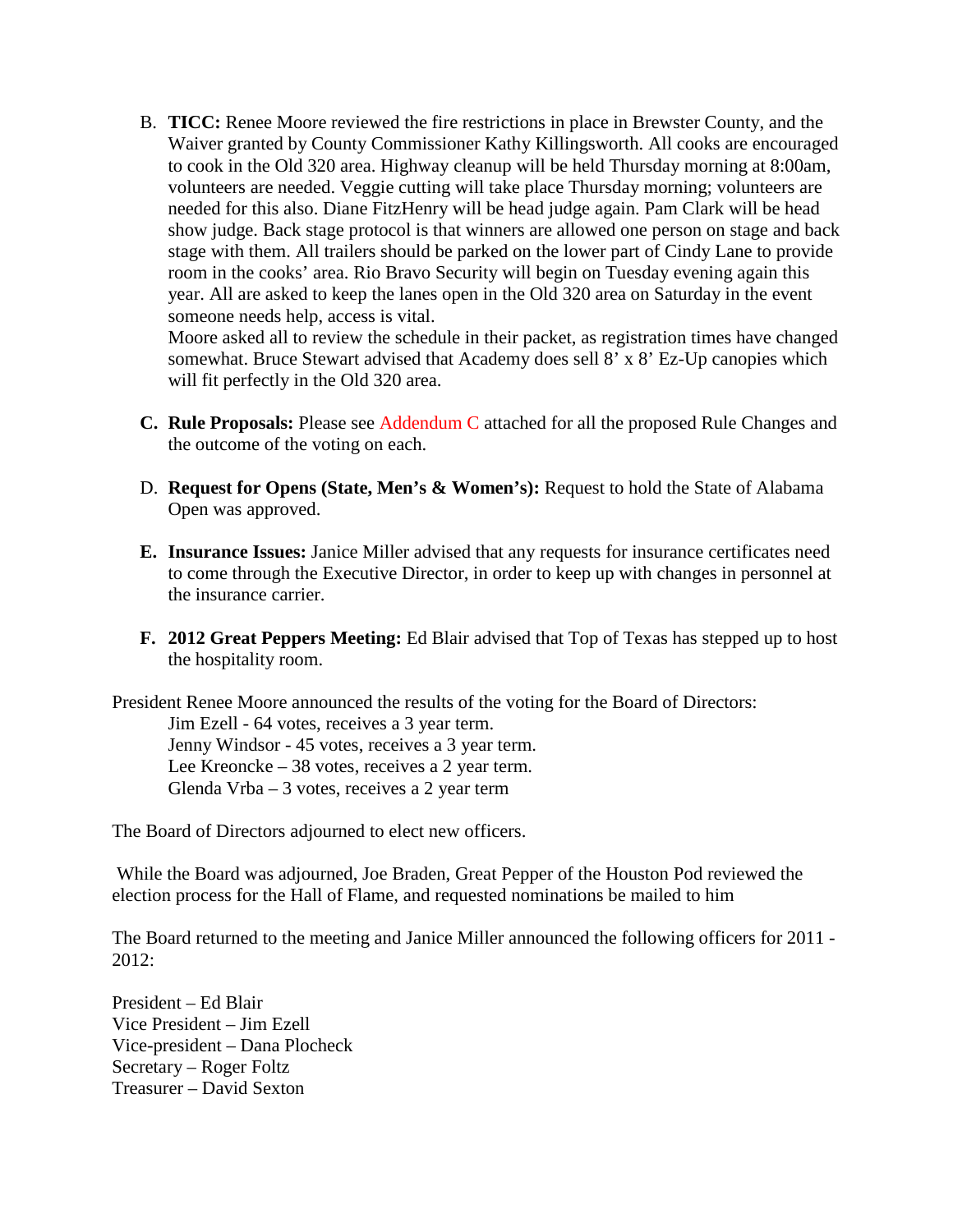B. **TICC:** Renee Moore reviewed the fire restrictions in place in Brewster County, and the Waiver granted by County Commissioner Kathy Killingsworth. All cooks are encouraged to cook in the Old 320 area. Highway cleanup will be held Thursday morning at 8:00am, volunteers are needed. Veggie cutting will take place Thursday morning; volunteers are needed for this also. Diane FitzHenry will be head judge again. Pam Clark will be head show judge. Back stage protocol is that winners are allowed one person on stage and back stage with them. All trailers should be parked on the lower part of Cindy Lane to provide room in the cooks' area. Rio Bravo Security will begin on Tuesday evening again this year. All are asked to keep the lanes open in the Old 320 area on Saturday in the event someone needs help, access is vital.
   Moore asked all to review the schedule in their packet, as registration times have changed somewhat. Bruce Stewart advised that Academy does sell 8' x 8' Ez-Up canopies which will fit perfectly in the Old 320 area.

**C. Rule Proposals:** Please see Addendum C attached for all the proposed Rule Changes and the outcome of the voting on each.

D. **Request for Opens (State, Men's & Women's):** Request to hold the State of Alabama Open was approved.

**E. Insurance Issues:** Janice Miller advised that any requests for insurance certificates need to come through the Executive Director, in order to keep up with changes in personnel at the insurance carrier.

**F. 2012 Great Peppers Meeting:** Ed Blair advised that Top of Texas has stepped up to host the hospitality room.

President Renee Moore announced the results of the voting for the Board of Directors:

Jim Ezell - 64 votes, receives a 3 year term.
Jenny Windsor - 45 votes, receives a 3 year term.
Lee Kreoncke – 38 votes, receives a 2 year term.
Glenda Vrba – 3 votes, receives a 2 year term

The Board of Directors adjourned to elect new officers.

While the Board was adjourned, Joe Braden, Great Pepper of the Houston Pod reviewed the election process for the Hall of Flame, and requested nominations be mailed to him

The Board returned to the meeting and Janice Miller announced the following officers for 2011 - 2012:

President – Ed Blair
Vice President – Jim Ezell
Vice-president – Dana Plocheck
Secretary – Roger Foltz
Treasurer – David Sexton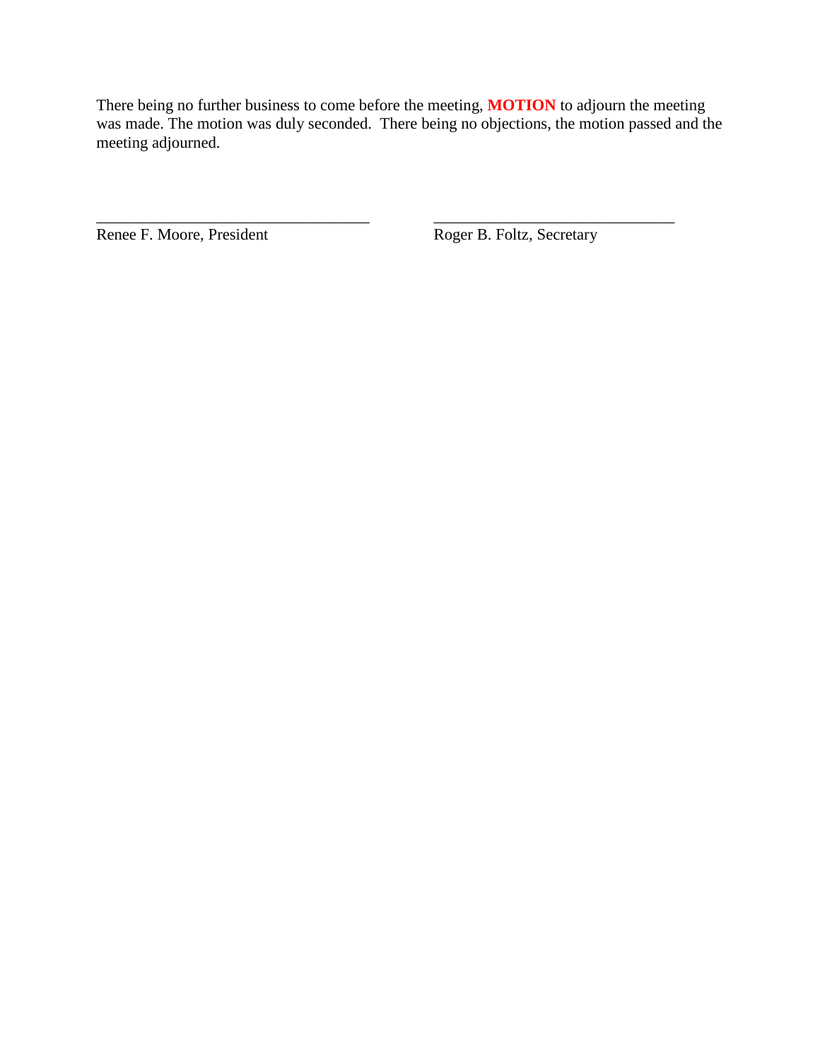There being no further business to come before the meeting, **MOTION** to adjourn the meeting was made. The motion was duly seconded. There being no objections, the motion passed and the meeting adjourned.

| | |
|---|---|
| ______________________________ | ______________________________ |
| Renee F. Moore, President | Roger B. Foltz, Secretary |